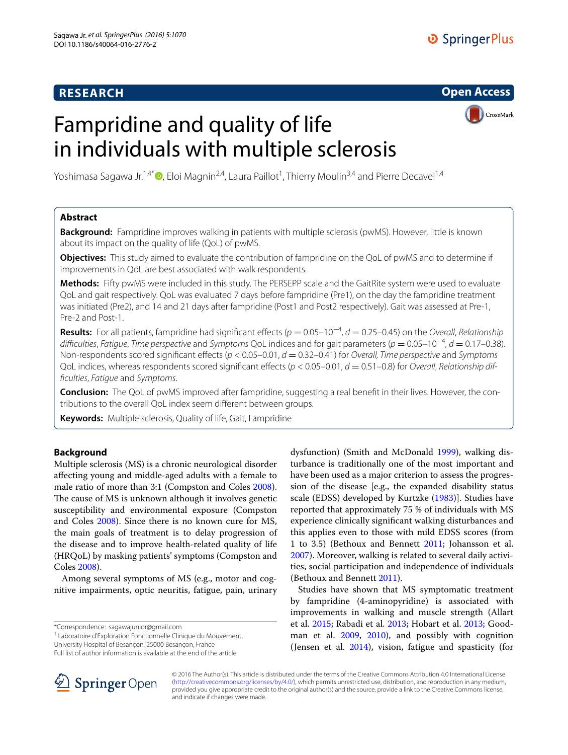RESEARCH

Open Access

# Fampridine and quality of life in individuals with multiple sclerosis

Yoshimasa Sagawa Jr.[1,4*], Eloi Magnin[2,4], Laura Paillot[1], Thierry Moulin[3,4] and Pierre Decavel[1,4]

## Abstract

**Background:** Fampridine improves walking in patients with multiple sclerosis (pwMS). However, little is known about its impact on the quality of life (QoL) of pwMS.

**Objectives:** This study aimed to evaluate the contribution of fampridine on the QoL of pwMS and to determine if improvements in QoL are best associated with walk respondents.

**Methods:** Fifty pwMS were included in this study. The PERSEPP scale and the GaitRite system were used to evaluate QoL and gait respectively. QoL was evaluated 7 days before fampridine (Pre1), on the day the fampridine treatment was initiated (Pre2), and 14 and 21 days after fampridine (Post1 and Post2 respectively). Gait was assessed at Pre-1, Pre-2 and Post-1.

**Results:** For all patients, fampridine had significant effects ($p = 0.05–10^{-4}$, $d = 0.25–0.45$) on the *Overall*, *Relationship difficulties*, *Fatigue*, *Time perspective* and *Symptoms* QoL indices and for gait parameters ($p = 0.05–10^{-4}$, $d = 0.17–0.38$). Non-respondents scored significant effects ($p < 0.05–0.01$, $d = 0.32–0.41$) for *Overall*, *Time perspective* and *Symptoms* QoL indices, whereas respondents scored significant effects ($p < 0.05–0.01$, $d = 0.51–0.8$) for *Overall*, *Relationship difficulties*, *Fatigue* and *Symptoms*.

**Conclusion:** The QoL of pwMS improved after fampridine, suggesting a real benefit in their lives. However, the contributions to the overall QoL index seem different between groups.

**Keywords:** Multiple sclerosis, Quality of life, Gait, Fampridine

## Background

Multiple sclerosis (MS) is a chronic neurological disorder affecting young and middle-aged adults with a female to male ratio of more than 3:1 (Compston and Coles 2008). The cause of MS is unknown although it involves genetic susceptibility and environmental exposure (Compston and Coles 2008). Since there is no known cure for MS, the main goals of treatment is to delay progression of the disease and to improve health-related quality of life (HRQoL) by masking patients' symptoms (Compston and Coles 2008).

Among several symptoms of MS (e.g., motor and cognitive impairments, optic neuritis, fatigue, pain, urinary dysfunction) (Smith and McDonald 1999), walking disturbance is traditionally one of the most important and have been used as a major criterion to assess the progression of the disease [e.g., the expanded disability status scale (EDSS) developed by Kurtzke (1983)]. Studies have reported that approximately 75 % of individuals with MS experience clinically significant walking disturbances and this applies even to those with mild EDSS scores (from 1 to 3.5) (Bethoux and Bennett 2011; Johansson et al. 2007). Moreover, walking is related to several daily activities, social participation and independence of individuals (Bethoux and Bennett 2011).

Studies have shown that MS symptomatic treatment by fampridine (4-aminopyridine) is associated with improvements in walking and muscle strength (Allart et al. 2015; Rabadi et al. 2013; Hobart et al. 2013; Goodman et al. 2009, 2010), and possibly with cognition (Jensen et al. 2014), vision, fatigue and spasticity (for

*Correspondence: sagawajunior@gmail.com
[1] Laboratoire d'Exploration Fonctionnelle Clinique du Mouvement, University Hospital of Besançon, 25000 Besançon, France
Full list of author information is available at the end of the article

© 2016 The Author(s). This article is distributed under the terms of the Creative Commons Attribution 4.0 International License (http://creativecommons.org/licenses/by/4.0/), which permits unrestricted use, distribution, and reproduction in any medium, provided you give appropriate credit to the original author(s) and the source, provide a link to the Creative Commons license, and indicate if changes were made.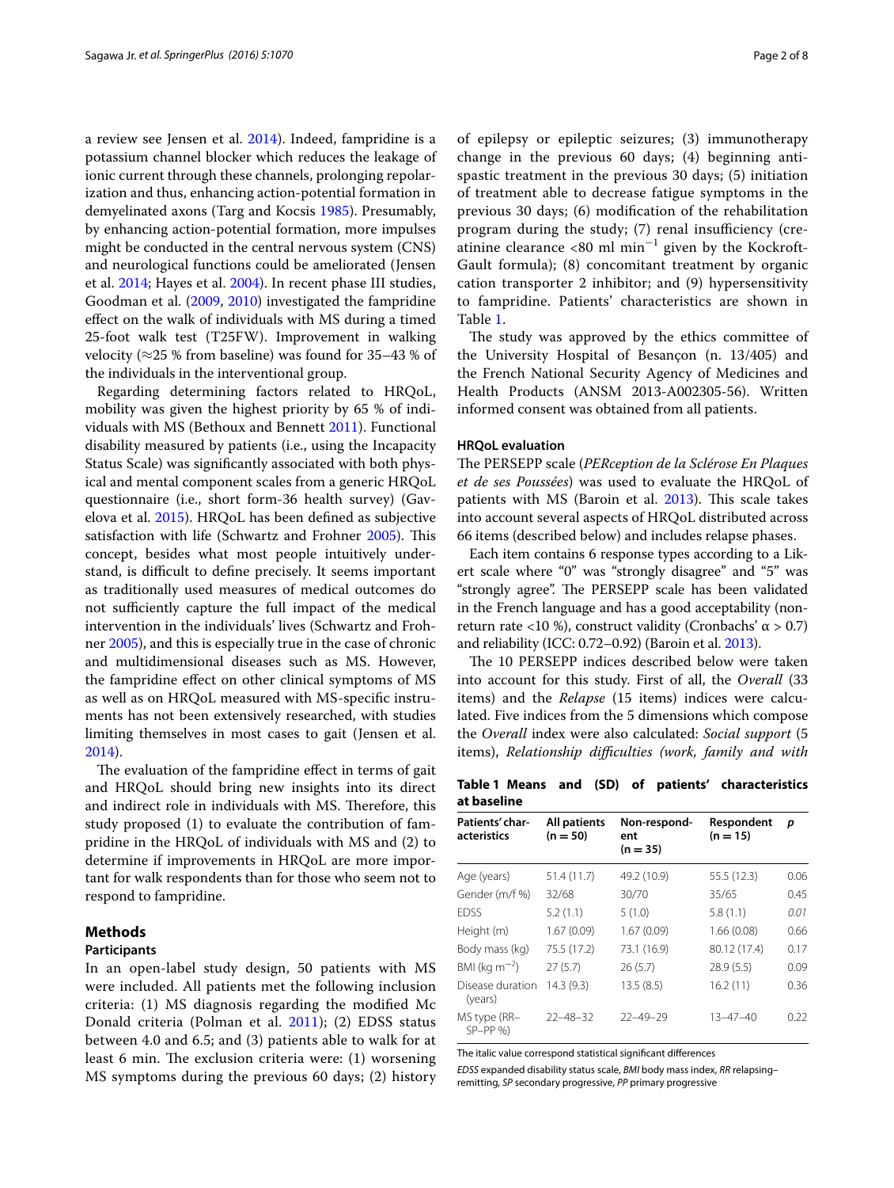a review see Jensen et al. 2014). Indeed, fampridine is a potassium channel blocker which reduces the leakage of ionic current through these channels, prolonging repolarization and thus, enhancing action-potential formation in demyelinated axons (Targ and Kocsis 1985). Presumably, by enhancing action-potential formation, more impulses might be conducted in the central nervous system (CNS) and neurological functions could be ameliorated (Jensen et al. 2014; Hayes et al. 2004). In recent phase III studies, Goodman et al. (2009, 2010) investigated the fampridine effect on the walk of individuals with MS during a timed 25-foot walk test (T25FW). Improvement in walking velocity (≈25 % from baseline) was found for 35–43 % of the individuals in the interventional group.

Regarding determining factors related to HRQoL, mobility was given the highest priority by 65 % of individuals with MS (Bethoux and Bennett 2011). Functional disability measured by patients (i.e., using the Incapacity Status Scale) was significantly associated with both physical and mental component scales from a generic HRQoL questionnaire (i.e., short form-36 health survey) (Gavelova et al. 2015). HRQoL has been defined as subjective satisfaction with life (Schwartz and Frohner 2005). This concept, besides what most people intuitively understand, is difficult to define precisely. It seems important as traditionally used measures of medical outcomes do not sufficiently capture the full impact of the medical intervention in the individuals' lives (Schwartz and Frohner 2005), and this is especially true in the case of chronic and multidimensional diseases such as MS. However, the fampridine effect on other clinical symptoms of MS as well as on HRQoL measured with MS-specific instruments has not been extensively researched, with studies limiting themselves in most cases to gait (Jensen et al. 2014).

The evaluation of the fampridine effect in terms of gait and HRQoL should bring new insights into its direct and indirect role in individuals with MS. Therefore, this study proposed (1) to evaluate the contribution of fampridine in the HRQoL of individuals with MS and (2) to determine if improvements in HRQoL are more important for walk respondents than for those who seem not to respond to fampridine.

## Methods

### Participants

In an open-label study design, 50 patients with MS were included. All patients met the following inclusion criteria: (1) MS diagnosis regarding the modified Mc Donald criteria (Polman et al. 2011); (2) EDSS status between 4.0 and 6.5; and (3) patients able to walk for at least 6 min. The exclusion criteria were: (1) worsening MS symptoms during the previous 60 days; (2) history of epilepsy or epileptic seizures; (3) immunotherapy change in the previous 60 days; (4) beginning anti-spastic treatment in the previous 30 days; (5) initiation of treatment able to decrease fatigue symptoms in the previous 30 days; (6) modification of the rehabilitation program during the study; (7) renal insufficiency (creatinine clearance <80 ml $min^{-1}$ given by the Kockroft-Gault formula); (8) concomitant treatment by organic cation transporter 2 inhibitor; and (9) hypersensitivity to fampridine. Patients' characteristics are shown in Table 1.

The study was approved by the ethics committee of the University Hospital of Besançon (n. 13/405) and the French National Security Agency of Medicines and Health Products (ANSM 2013-A002305-56). Written informed consent was obtained from all patients.

**Table 1 Means and (SD) of patients' characteristics at baseline**

| Patients' characteristics | All patients (n = 50) | Non-respondent (n = 35) | Respondent (n = 15) | p |
|---|---|---|---|---|
| Age (years) | 51.4 (11.7) | 49.2 (10.9) | 55.5 (12.3) | 0.06 |
| Gender (m/f %) | 32/68 | 30/70 | 35/65 | 0.45 |
| EDSS | 5.2 (1.1) | 5 (1.0) | 5.8 (1.1) | *0.01* |
| Height (m) | 1.67 (0.09) | 1.67 (0.09) | 1.66 (0.08) | 0.66 |
| Body mass (kg) | 75.5 (17.2) | 73.1 (16.9) | 80.12 (17.4) | 0.17 |
| BMI (kg $m^{-2}$) | 27 (5.7) | 26 (5.7) | 28.9 (5.5) | 0.09 |
| Disease duration (years) | 14.3 (9.3) | 13.5 (8.5) | 16.2 (11) | 0.36 |
| MS type (RR–SP–PP %) | 22–48–32 | 22–49–29 | 13–47–40 | 0.22 |

The italic value correspond statistical significant differences

*EDSS* expanded disability status scale, *BMI* body mass index, *RR* relapsing–remitting, *SP* secondary progressive, *PP* primary progressive

### HRQoL evaluation

The PERSEPP scale (*PERception de la Sclérose En Plaques et de ses Poussées*) was used to evaluate the HRQoL of patients with MS (Baroin et al. 2013). This scale takes into account several aspects of HRQoL distributed across 66 items (described below) and includes relapse phases.

Each item contains 6 response types according to a Likert scale where "0" was "strongly disagree" and "5" was "strongly agree". The PERSEPP scale has been validated in the French language and has a good acceptability (non-return rate <10 %), construct validity (Cronbachs' $\alpha > 0.7$) and reliability (ICC: 0.72–0.92) (Baroin et al. 2013).

The 10 PERSEPP indices described below were taken into account for this study. First of all, the *Overall* (33 items) and the *Relapse* (15 items) indices were calculated. Five indices from the 5 dimensions which compose the *Overall* index were also calculated: *Social support* (5 items), *Relationship difficulties (work, family and with*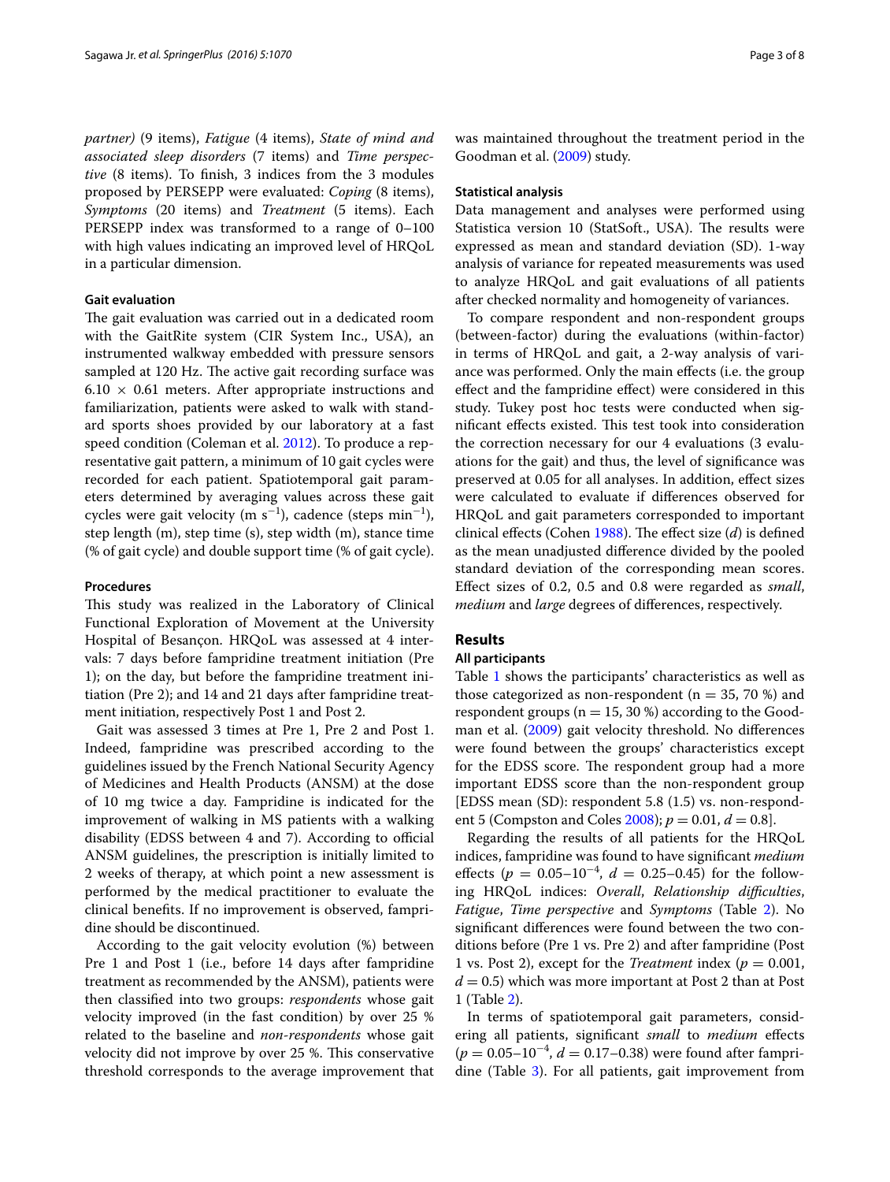*partner)* (9 items), *Fatigue* (4 items), *State of mind and associated sleep disorders* (7 items) and *Time perspective* (8 items). To finish, 3 indices from the 3 modules proposed by PERSEPP were evaluated: *Coping* (8 items), *Symptoms* (20 items) and *Treatment* (5 items). Each PERSEPP index was transformed to a range of 0–100 with high values indicating an improved level of HRQoL in a particular dimension.

#### Gait evaluation

The gait evaluation was carried out in a dedicated room with the GaitRite system (CIR System Inc., USA), an instrumented walkway embedded with pressure sensors sampled at 120 Hz. The active gait recording surface was $6.10 \times 0.61$ meters. After appropriate instructions and familiarization, patients were asked to walk with standard sports shoes provided by our laboratory at a fast speed condition (Coleman et al. 2012). To produce a representative gait pattern, a minimum of 10 gait cycles were recorded for each patient. Spatiotemporal gait parameters determined by averaging values across these gait cycles were gait velocity (m $s^{-1}$), cadence (steps $min^{-1}$), step length (m), step time (s), step width (m), stance time (% of gait cycle) and double support time (% of gait cycle).

#### Procedures

This study was realized in the Laboratory of Clinical Functional Exploration of Movement at the University Hospital of Besançon. HRQoL was assessed at 4 intervals: 7 days before fampridine treatment initiation (Pre 1); on the day, but before the fampridine treatment initiation (Pre 2); and 14 and 21 days after fampridine treatment initiation, respectively Post 1 and Post 2.

Gait was assessed 3 times at Pre 1, Pre 2 and Post 1. Indeed, fampridine was prescribed according to the guidelines issued by the French National Security Agency of Medicines and Health Products (ANSM) at the dose of 10 mg twice a day. Fampridine is indicated for the improvement of walking in MS patients with a walking disability (EDSS between 4 and 7). According to official ANSM guidelines, the prescription is initially limited to 2 weeks of therapy, at which point a new assessment is performed by the medical practitioner to evaluate the clinical benefits. If no improvement is observed, fampridine should be discontinued.

According to the gait velocity evolution (%) between Pre 1 and Post 1 (i.e., before 14 days after fampridine treatment as recommended by the ANSM), patients were then classified into two groups: *respondents* whose gait velocity improved (in the fast condition) by over 25 % related to the baseline and *non-respondents* whose gait velocity did not improve by over 25 %. This conservative threshold corresponds to the average improvement that was maintained throughout the treatment period in the Goodman et al. (2009) study.

#### Statistical analysis

Data management and analyses were performed using Statistica version 10 (StatSoft., USA). The results were expressed as mean and standard deviation (SD). 1-way analysis of variance for repeated measurements was used to analyze HRQoL and gait evaluations of all patients after checked normality and homogeneity of variances.

To compare respondent and non-respondent groups (between-factor) during the evaluations (within-factor) in terms of HRQoL and gait, a 2-way analysis of variance was performed. Only the main effects (i.e. the group effect and the fampridine effect) were considered in this study. Tukey post hoc tests were conducted when significant effects existed. This test took into consideration the correction necessary for our 4 evaluations (3 evaluations for the gait) and thus, the level of significance was preserved at 0.05 for all analyses. In addition, effect sizes were calculated to evaluate if differences observed for HRQoL and gait parameters corresponded to important clinical effects (Cohen 1988). The effect size ($d$) is defined as the mean unadjusted difference divided by the pooled standard deviation of the corresponding mean scores. Effect sizes of 0.2, 0.5 and 0.8 were regarded as *small*, *medium* and *large* degrees of differences, respectively.

## Results

#### All participants

Table 1 shows the participants' characteristics as well as those categorized as non-respondent ($n = 35$, 70 %) and respondent groups ($n = 15$, 30 %) according to the Goodman et al. (2009) gait velocity threshold. No differences were found between the groups' characteristics except for the EDSS score. The respondent group had a more important EDSS score than the non-respondent group [EDSS mean (SD): respondent 5.8 (1.5) vs. non-respondent 5 (Compston and Coles 2008); $p = 0.01$, $d = 0.8$].

Regarding the results of all patients for the HRQoL indices, fampridine was found to have significant *medium* effects ($p = 0.05$–$10^{-4}$, $d = 0.25$–$0.45$) for the following HRQoL indices: *Overall*, *Relationship difficulties*, *Fatigue*, *Time perspective* and *Symptoms* (Table 2). No significant differences were found between the two conditions before (Pre 1 vs. Pre 2) and after fampridine (Post 1 vs. Post 2), except for the *Treatment* index ($p = 0.001$, $d = 0.5$) which was more important at Post 2 than at Post 1 (Table 2).

In terms of spatiotemporal gait parameters, considering all patients, significant *small* to *medium* effects ($p = 0.05$–$10^{-4}$, $d = 0.17$–$0.38$) were found after fampridine (Table 3). For all patients, gait improvement from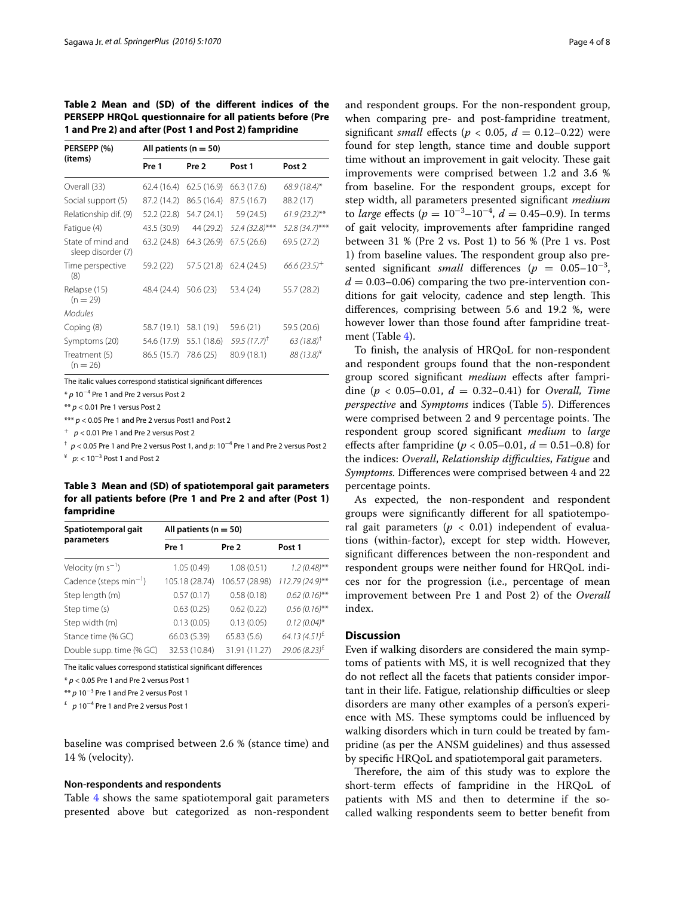**Table 2 Mean and (SD) of the different indices of the PERSEPP HRQoL questionnaire for all patients before (Pre 1 and Pre 2) and after (Post 1 and Post 2) fampridine**

| PERSEPP (%) (items) | All patients (n = 50) | | | |
|---|---|---|---|---|
| | Pre 1 | Pre 2 | Post 1 | Post 2 |
| Overall (33) | 62.4 (16.4) | 62.5 (16.9) | 66.3 (17.6) | *68.9 (18.4)*\* |
| Social support (5) | 87.2 (14.2) | 86.5 (16.4) | 87.5 (16.7) | 88.2 (17) |
| Relationship dif. (9) | 52.2 (22.8) | 54.7 (24.1) | 59 (24.5) | *61.9 (23.2)*\*\* |
| Fatigue (4) | 43.5 (30.9) | 44 (29.2) | *52.4 (32.8)*\*\*\* | *52.8 (34.7)*\*\*\* |
| State of mind and sleep disorder (7) | 63.2 (24.8) | 64.3 (26.9) | 67.5 (26.6) | 69.5 (27.2) |
| Time perspective (8) | 59.2 (22) | 57.5 (21.8) | 62.4 (24.5) | *66.6 (23.5)*+ |
| Relapse (15) (n = 29) | 48.4 (24.4) | 50.6 (23) | 53.4 (24) | 55.7 (28.2) |
| *Modules* | | | | |
| Coping (8) | 58.7 (19.1) | 58.1 (19.) | 59.6 (21) | 59.5 (20.6) |
| Symptoms (20) | 54.6 (17.9) | 55.1 (18.6) | *59.5 (17.7)*† | *63 (18.8)*† |
| Treatment (5) (n = 26) | 86.5 (15.7) | 78.6 (25) | 80.9 (18.1) | *88 (13.8)*¥ |

The italic values correspond statistical significant differences

\* $p$ $10^{-4}$ Pre 1 and Pre 2 versus Post 2

\*\* $p < 0.01$ Pre 1 versus Post 2

\*\*\* $p < 0.05$ Pre 1 and Pre 2 versus Post1 and Post 2

+ $p < 0.01$ Pre 1 and Pre 2 versus Post 2

† $p < 0.05$ Pre 1 and Pre 2 versus Post 1, and $p$: $10^{-4}$ Pre 1 and Pre 2 versus Post 2

¥ $p$: $< 10^{-3}$ Post 1 and Post 2

**Table 3 Mean and (SD) of spatiotemporal gait parameters for all patients before (Pre 1 and Pre 2 and after (Post 1) fampridine**

| Spatiotemporal gait parameters | All patients (n = 50) | | |
|---|---|---|---|
| | Pre 1 | Pre 2 | Post 1 |
| Velocity (m $s^{-1}$) | 1.05 (0.49) | 1.08 (0.51) | *1.2 (0.48)*\*\* |
| Cadence (steps $min^{-1}$) | 105.18 (28.74) | 106.57 (28.98) | *112.79 (24.9)*\*\* |
| Step length (m) | 0.57 (0.17) | 0.58 (0.18) | *0.62 (0.16)*\*\* |
| Step time (s) | 0.63 (0.25) | 0.62 (0.22) | *0.56 (0.16)*\*\* |
| Step width (m) | 0.13 (0.05) | 0.13 (0.05) | *0.12 (0.04)*\* |
| Stance time (% GC) | 66.03 (5.39) | 65.83 (5.6) | *64.13 (4.51)*£ |
| Double supp. time (% GC) | 32.53 (10.84) | 31.91 (11.27) | *29.06 (8.23)*£ |

The italic values correspond statistical significant differences

\* $p < 0.05$ Pre 1 and Pre 2 versus Post 1

\*\* $p$ $10^{-3}$ Pre 1 and Pre 2 versus Post 1

£ $p$ $10^{-4}$ Pre 1 and Pre 2 versus Post 1

baseline was comprised between 2.6 % (stance time) and 14 % (velocity).

### Non-respondents and respondents

Table 4 shows the same spatiotemporal gait parameters presented above but categorized as non-respondent and respondent groups. For the non-respondent group, when comparing pre- and post-fampridine treatment, significant *small* effects ($p < 0.05$, $d = 0.12$–$0.22$) were found for step length, stance time and double support time without an improvement in gait velocity. These gait improvements were comprised between 1.2 and 3.6 % from baseline. For the respondent groups, except for step width, all parameters presented significant *medium* to *large* effects ($p = 10^{-3}$–$10^{-4}$, $d = 0.45$–$0.9$). In terms of gait velocity, improvements after fampridine ranged between 31 % (Pre 2 vs. Post 1) to 56 % (Pre 1 vs. Post 1) from baseline values. The respondent group also presented significant *small* differences ($p = 0.05$–$10^{-3}$, $d = 0.03$–$0.06$) comparing the two pre-intervention conditions for gait velocity, cadence and step length. This differences, comprising between 5.6 and 19.2 %, were however lower than those found after fampridine treatment (Table 4).

To finish, the analysis of HRQoL for non-respondent and respondent groups found that the non-respondent group scored significant *medium* effects after fampridine ($p < 0.05$–$0.01$, $d = 0.32$–$0.41$) for *Overall, Time perspective* and *Symptoms* indices (Table 5). Differences were comprised between 2 and 9 percentage points. The respondent group scored significant *medium* to *large* effects after fampridine ($p < 0.05$–$0.01$, $d = 0.51$–$0.8$) for the indices: *Overall*, *Relationship difficulties*, *Fatigue* and *Symptoms.* Differences were comprised between 4 and 22 percentage points.

As expected, the non-respondent and respondent groups were significantly different for all spatiotemporal gait parameters ($p < 0.01$) independent of evaluations (within-factor), except for step width. However, significant differences between the non-respondent and respondent groups were neither found for HRQoL indices nor for the progression (i.e., percentage of mean improvement between Pre 1 and Post 2) of the *Overall* index.

## Discussion

Even if walking disorders are considered the main symptoms of patients with MS, it is well recognized that they do not reflect all the facets that patients consider important in their life. Fatigue, relationship difficulties or sleep disorders are many other examples of a person's experience with MS. These symptoms could be influenced by walking disorders which in turn could be treated by fampridine (as per the ANSM guidelines) and thus assessed by specific HRQoL and spatiotemporal gait parameters.

Therefore, the aim of this study was to explore the short-term effects of fampridine in the HRQoL of patients with MS and then to determine if the so-called walking respondents seem to better benefit from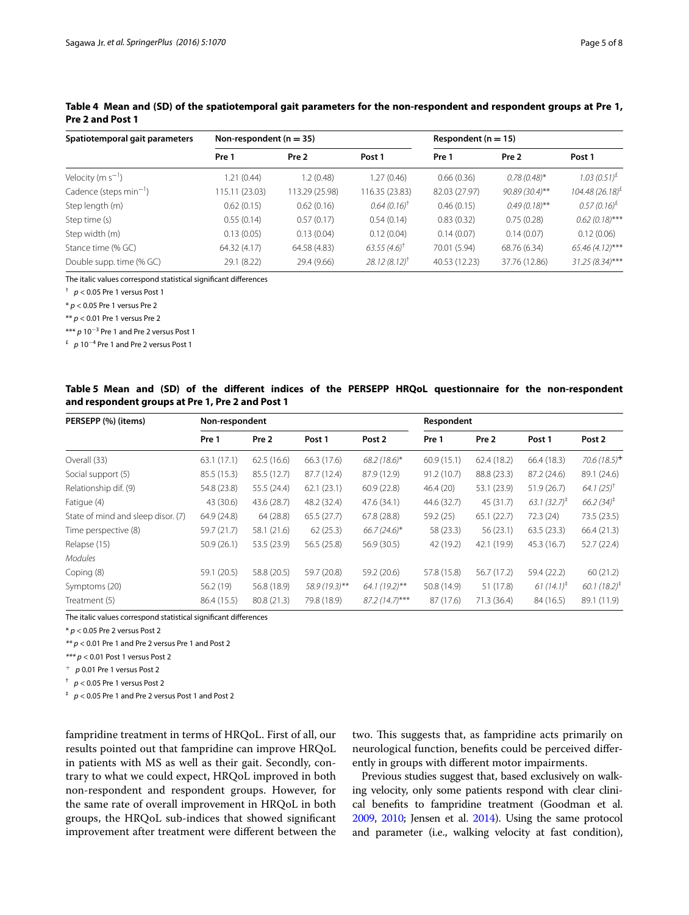**Table 4 Mean and (SD) of the spatiotemporal gait parameters for the non-respondent and respondent groups at Pre 1, Pre 2 and Post 1**

| Spatiotemporal gait parameters | Non-respondent (n = 35) | | | Respondent (n = 15) | | |
|---|---|---|---|---|---|---|
| | Pre 1 | Pre 2 | Post 1 | Pre 1 | Pre 2 | Post 1 |
| Velocity (m $s^{-1}$) | 1.21 (0.44) | 1.2 (0.48) | 1.27 (0.46) | 0.66 (0.36) | *0.78 (0.48)** | *1.03 (0.51)*[£] |
| Cadence (steps $min^{-1}$) | 115.11 (23.03) | 113.29 (25.98) | 116.35 (23.83) | 82.03 (27.97) | *90.89 (30.4)*** | *104.48 (26.18)*[£] |
| Step length (m) | 0.62 (0.15) | 0.62 (0.16) | *0.64 (0.16)*[†] | 0.46 (0.15) | *0.49 (0.18)*** | *0.57 (0.16)*[£] |
| Step time (s) | 0.55 (0.14) | 0.57 (0.17) | 0.54 (0.14) | 0.83 (0.32) | 0.75 (0.28) | *0.62 (0.18)**** |
| Step width (m) | 0.13 (0.05) | 0.13 (0.04) | 0.12 (0.04) | 0.14 (0.07) | 0.14 (0.07) | 0.12 (0.06) |
| Stance time (% GC) | 64.32 (4.17) | 64.58 (4.83) | *63.55 (4.6)*[†] | 70.01 (5.94) | 68.76 (6.34) | *65.46 (4.12)**** |
| Double supp. time (% GC) | 29.1 (8.22) | 29.4 (9.66) | *28.12 (8.12)*[†] | 40.53 (12.23) | 37.76 (12.86) | *31.25 (8.34)**** |

The italic values correspond statistical significant differences

[†] $p < 0.05$ Pre 1 versus Post 1

\* $p < 0.05$ Pre 1 versus Pre 2

\** $p < 0.01$ Pre 1 versus Pre 2

\*** $p$ $10^{-3}$ Pre 1 and Pre 2 versus Post 1

[£] $p$ $10^{-4}$ Pre 1 and Pre 2 versus Post 1

**Table 5 Mean and (SD) of the different indices of the PERSEPP HRQoL questionnaire for the non-respondent and respondent groups at Pre 1, Pre 2 and Post 1**

| PERSEPP (%) (items) | Non-respondent | | | | Respondent | | | |
|---|---|---|---|---|---|---|---|---|
| | Pre 1 | Pre 2 | Post 1 | Post 2 | Pre 1 | Pre 2 | Post 1 | Post 2 |
| Overall (33) | 63.1 (17.1) | 62.5 (16.6) | 66.3 (17.6) | *68.2 (18.6)** | 60.9 (15.1) | 62.4 (18.2) | 66.4 (18.3) | *70.6 (18.5)*[+] |
| Social support (5) | 85.5 (15.3) | 85.5 (12.7) | 87.7 (12.4) | 87.9 (12.9) | 91.2 (10.7) | 88.8 (23.3) | 87.2 (24.6) | 89.1 (24.6) |
| Relationship dif. (9) | 54.8 (23.8) | 55.5 (24.4) | 62.1 (23.1) | 60.9 (22.8) | 46.4 (20) | 53.1 (23.9) | 51.9 (26.7) | *64.1 (25)*[†] |
| Fatigue (4) | 43 (30.6) | 43.6 (28.7) | 48.2 (32.4) | 47.6 (34.1) | 44.6 (32.7) | 45 (31.7) | *63.1 (32.7)*[‡] | *66.2 (34)*[‡] |
| State of mind and sleep disor. (7) | 64.9 (24.8) | 64 (28.8) | 65.5 (27.7) | 67.8 (28.8) | 59.2 (25) | 65.1 (22.7) | 72.3 (24) | 73.5 (23.5) |
| Time perspective (8) | 59.7 (21.7) | 58.1 (21.6) | 62 (25.3) | *66.7 (24.6)** | 58 (23.3) | 56 (23.1) | 63.5 (23.3) | 66.4 (21.3) |
| Relapse (15) | 50.9 (26.1) | 53.5 (23.9) | 56.5 (25.8) | 56.9 (30.5) | 42 (19.2) | 42.1 (19.9) | 45.3 (16.7) | 52.7 (22.4) |
| *Modules* | | | | | | | | |
| Coping (8) | 59.1 (20.5) | 58.8 (20.5) | 59.7 (20.8) | 59.2 (20.6) | 57.8 (15.8) | 56.7 (17.2) | 59.4 (22.2) | 60 (21.2) |
| Symptoms (20) | 56.2 (19) | 56.8 (18.9) | *58.9 (19.3)*** | *64.1 (19.2)*** | 50.8 (14.9) | 51 (17.8) | *61 (14.1)*[‡] | *60.1 (18.2)*[‡] |
| Treatment (5) | 86.4 (15.5) | 80.8 (21.3) | 79.8 (18.9) | *87.2 (14.7)**** | 87 (17.6) | 71.3 (36.4) | 84 (16.5) | 89.1 (11.9) |

The italic values correspond statistical significant differences

\* $p < 0.05$ Pre 2 versus Post 2

\** $p < 0.01$ Pre 1 and Pre 2 versus Pre 1 and Post 2

\*** $p < 0.01$ Post 1 versus Post 2

[+] $p$ 0.01 Pre 1 versus Post 2

[†] $p < 0.05$ Pre 1 versus Post 2

[‡] $p < 0.05$ Pre 1 and Pre 2 versus Post 1 and Post 2

fampridine treatment in terms of HRQoL. First of all, our results pointed out that fampridine can improve HRQoL in patients with MS as well as their gait. Secondly, contrary to what we could expect, HRQoL improved in both non-respondent and respondent groups. However, for the same rate of overall improvement in HRQoL in both groups, the HRQoL sub-indices that showed significant improvement after treatment were different between the two. This suggests that, as fampridine acts primarily on neurological function, benefits could be perceived differently in groups with different motor impairments.

Previous studies suggest that, based exclusively on walking velocity, only some patients respond with clear clinical benefits to fampridine treatment (Goodman et al. 2009, 2010; Jensen et al. 2014). Using the same protocol and parameter (i.e., walking velocity at fast condition),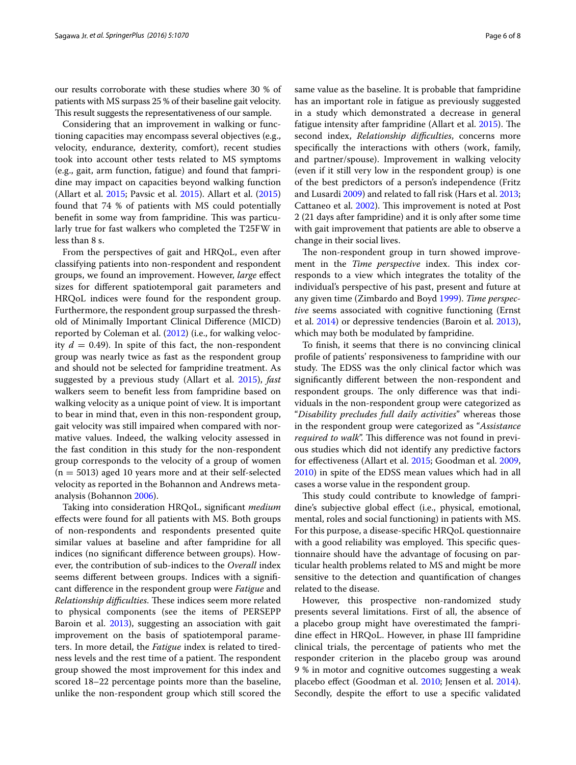our results corroborate with these studies where 30 % of patients with MS surpass 25 % of their baseline gait velocity. This result suggests the representativeness of our sample.

Considering that an improvement in walking or functioning capacities may encompass several objectives (e.g., velocity, endurance, dexterity, comfort), recent studies took into account other tests related to MS symptoms (e.g., gait, arm function, fatigue) and found that fampridine may impact on capacities beyond walking function (Allart et al. 2015; Pavsic et al. 2015). Allart et al. (2015) found that 74 % of patients with MS could potentially benefit in some way from fampridine. This was particularly true for fast walkers who completed the T25FW in less than 8 s.

From the perspectives of gait and HRQoL, even after classifying patients into non-respondent and respondent groups, we found an improvement. However, *large* effect sizes for different spatiotemporal gait parameters and HRQoL indices were found for the respondent group. Furthermore, the respondent group surpassed the threshold of Minimally Important Clinical Difference (MICD) reported by Coleman et al. (2012) (i.e., for walking velocity $d = 0.49$). In spite of this fact, the non-respondent group was nearly twice as fast as the respondent group and should not be selected for fampridine treatment. As suggested by a previous study (Allart et al. 2015), *fast* walkers seem to benefit less from fampridine based on walking velocity as a unique point of view. It is important to bear in mind that, even in this non-respondent group, gait velocity was still impaired when compared with normative values. Indeed, the walking velocity assessed in the fast condition in this study for the non-respondent group corresponds to the velocity of a group of women ($n = 5013$) aged 10 years more and at their self-selected velocity as reported in the Bohannon and Andrews meta-analysis (Bohannon 2006).

Taking into consideration HRQoL, significant *medium* effects were found for all patients with MS. Both groups of non-respondents and respondents presented quite similar values at baseline and after fampridine for all indices (no significant difference between groups). However, the contribution of sub-indices to the *Overall* index seems different between groups. Indices with a significant difference in the respondent group were *Fatigue* and *Relationship difficulties*. These indices seem more related to physical components (see the items of PERSEPP Baroin et al. 2013), suggesting an association with gait improvement on the basis of spatiotemporal parameters. In more detail, the *Fatigue* index is related to tiredness levels and the rest time of a patient. The respondent group showed the most improvement for this index and scored 18–22 percentage points more than the baseline, unlike the non-respondent group which still scored the same value as the baseline. It is probable that fampridine has an important role in fatigue as previously suggested in a study which demonstrated a decrease in general fatigue intensity after fampridine (Allart et al. 2015). The second index, *Relationship difficulties*, concerns more specifically the interactions with others (work, family, and partner/spouse). Improvement in walking velocity (even if it still very low in the respondent group) is one of the best predictors of a person's independence (Fritz and Lusardi 2009) and related to fall risk (Hars et al. 2013; Cattaneo et al. 2002). This improvement is noted at Post 2 (21 days after fampridine) and it is only after some time with gait improvement that patients are able to observe a change in their social lives.

The non-respondent group in turn showed improvement in the *Time perspective* index. This index corresponds to a view which integrates the totality of the individual's perspective of his past, present and future at any given time (Zimbardo and Boyd 1999). *Time perspective* seems associated with cognitive functioning (Ernst et al. 2014) or depressive tendencies (Baroin et al. 2013), which may both be modulated by fampridine.

To finish, it seems that there is no convincing clinical profile of patients' responsiveness to fampridine with our study. The EDSS was the only clinical factor which was significantly different between the non-respondent and respondent groups. The only difference was that individuals in the non-respondent group were categorized as "*Disability precludes full daily activities*" whereas those in the respondent group were categorized as "*Assistance required to walk*". This difference was not found in previous studies which did not identify any predictive factors for effectiveness (Allart et al. 2015; Goodman et al. 2009, 2010) in spite of the EDSS mean values which had in all cases a worse value in the respondent group.

This study could contribute to knowledge of fampridine's subjective global effect (i.e., physical, emotional, mental, roles and social functioning) in patients with MS. For this purpose, a disease-specific HRQoL questionnaire with a good reliability was employed. This specific questionnaire should have the advantage of focusing on particular health problems related to MS and might be more sensitive to the detection and quantification of changes related to the disease.

However, this prospective non-randomized study presents several limitations. First of all, the absence of a placebo group might have overestimated the fampridine effect in HRQoL. However, in phase III fampridine clinical trials, the percentage of patients who met the responder criterion in the placebo group was around 9 % in motor and cognitive outcomes suggesting a weak placebo effect (Goodman et al. 2010; Jensen et al. 2014). Secondly, despite the effort to use a specific validated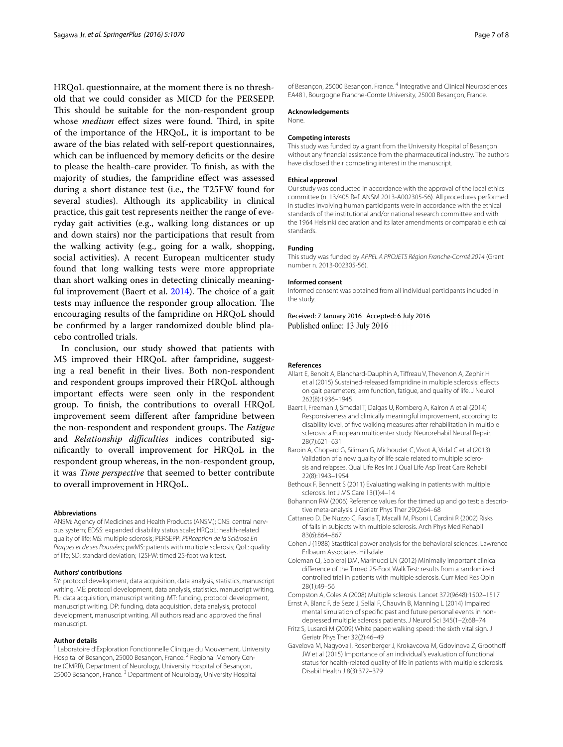HRQoL questionnaire, at the moment there is no threshold that we could consider as MICD for the PERSEPP. This should be suitable for the non-respondent group whose *medium* effect sizes were found. Third, in spite of the importance of the HRQoL, it is important to be aware of the bias related with self-report questionnaires, which can be influenced by memory deficits or the desire to please the health-care provider. To finish, as with the majority of studies, the fampridine effect was assessed during a short distance test (i.e., the T25FW found for several studies). Although its applicability in clinical practice, this gait test represents neither the range of everyday gait activities (e.g., walking long distances or up and down stairs) nor the participations that result from the walking activity (e.g., going for a walk, shopping, social activities). A recent European multicenter study found that long walking tests were more appropriate than short walking ones in detecting clinically meaningful improvement (Baert et al. 2014). The choice of a gait tests may influence the responder group allocation. The encouraging results of the fampridine on HRQoL should be confirmed by a larger randomized double blind placebo controlled trials.

In conclusion, our study showed that patients with MS improved their HRQoL after fampridine, suggesting a real benefit in their lives. Both non-respondent and respondent groups improved their HRQoL although important effects were seen only in the respondent group. To finish, the contributions to overall HRQoL improvement seem different after fampridine between the non-respondent and respondent groups. The *Fatigue* and *Relationship difficulties* indices contributed significantly to overall improvement for HRQoL in the respondent group whereas, in the non-respondent group, it was *Time perspective* that seemed to better contribute to overall improvement in HRQoL.

#### Abbreviations

ANSM: Agency of Medicines and Health Products (ANSM); CNS: central nervous system; EDSS: expanded disability status scale; HRQoL: health-related quality of life; MS: multiple sclerosis; PERSEPP: *PERception de la Sclérose En Plaques et de ses Poussées*; pwMS: patients with multiple sclerosis; QoL: quality of life; SD: standard deviation; T25FW: timed 25-foot walk test.

#### Authors' contributions

SY: protocol development, data acquisition, data analysis, statistics, manuscript writing. ME: protocol development, data analysis, statistics, manuscript writing. PL: data acquisition, manuscript writing. MT: funding, protocol development, manuscript writing. DP: funding, data acquisition, data analysis, protocol development, manuscript writing. All authors read and approved the final manuscript.

#### Author details

[1] Laboratoire d'Exploration Fonctionnelle Clinique du Mouvement, University Hospital of Besançon, 25000 Besançon, France. [2] Regional Memory Centre (CMRR), Department of Neurology, University Hospital of Besançon, 25000 Besançon, France. [3] Department of Neurology, University Hospital of Besançon, 25000 Besançon, France. [4] Integrative and Clinical Neurosciences EA481, Bourgogne Franche-Comte University, 25000 Besançon, France.

#### Acknowledgements

None.

#### Competing interests

This study was funded by a grant from the University Hospital of Besançon without any financial assistance from the pharmaceutical industry. The authors have disclosed their competing interest in the manuscript.

#### Ethical approval

Our study was conducted in accordance with the approval of the local ethics committee (n. 13/405 Ref. ANSM 2013-A002305-56). All procedures performed in studies involving human participants were in accordance with the ethical standards of the institutional and/or national research committee and with the 1964 Helsinki declaration and its later amendments or comparable ethical standards.

#### Funding

This study was funded by *APPEL A PROJETS Région Franche-Comté 2014* (Grant number n. 2013-002305-56).

#### Informed consent

Informed consent was obtained from all individual participants included in the study.

Received: 7 January 2016 Accepted: 6 July 2016
Published online: 13 July 2016

#### References

Allart E, Benoit A, Blanchard-Dauphin A, Tiffreau V, Thevenon A, Zephir H et al (2015) Sustained-released fampridine in multiple sclerosis: effects on gait parameters, arm function, fatigue, and quality of life. J Neurol 262(8):1936–1945

Baert I, Freeman J, Smedal T, Dalgas U, Romberg A, Kalron A et al (2014) Responsiveness and clinically meaningful improvement, according to disability level, of five walking measures after rehabilitation in multiple sclerosis: a European multicenter study. Neurorehabil Neural Repair. 28(7):621–631

Baroin A, Chopard G, Siliman G, Michoudet C, Vivot A, Vidal C et al (2013) Validation of a new quality of life scale related to multiple sclerosis and relapses. Qual Life Res Int J Qual Life Asp Treat Care Rehabil 22(8):1943–1954

Bethoux F, Bennett S (2011) Evaluating walking in patients with multiple sclerosis. Int J MS Care 13(1):4–14

Bohannon RW (2006) Reference values for the timed up and go test: a descriptive meta-analysis. J Geriatr Phys Ther 29(2):64–68

Cattaneo D, De Nuzzo C, Fascia T, Macalli M, Pisoni I, Cardini R (2002) Risks of falls in subjects with multiple sclerosis. Arch Phys Med Rehabil 83(6):864–867

Cohen J (1988) Statistical power analysis for the behavioral sciences. Lawrence Erlbaum Associates, Hillsdale

Coleman CI, Sobieraj DM, Marinucci LN (2012) Minimally important clinical difference of the Timed 25-Foot Walk Test: results from a randomized controlled trial in patients with multiple sclerosis. Curr Med Res Opin 28(1):49–56

Compston A, Coles A (2008) Multiple sclerosis. Lancet 372(9648):1502–1517

Ernst A, Blanc F, de Seze J, Sellal F, Chauvin B, Manning L (2014) Impaired mental simulation of specific past and future personal events in non-depressed multiple sclerosis patients. J Neurol Sci 345(1–2):68–74

Fritz S, Lusardi M (2009) White paper: walking speed: the sixth vital sign. J Geriatr Phys Ther 32(2):46–49

Gavelova M, Nagyova I, Rosenberger J, Krokavcova M, Gdovinova Z, Groothoff JW et al (2015) Importance of an individual's evaluation of functional status for health-related quality of life in patients with multiple sclerosis. Disabil Health J 8(3):372–379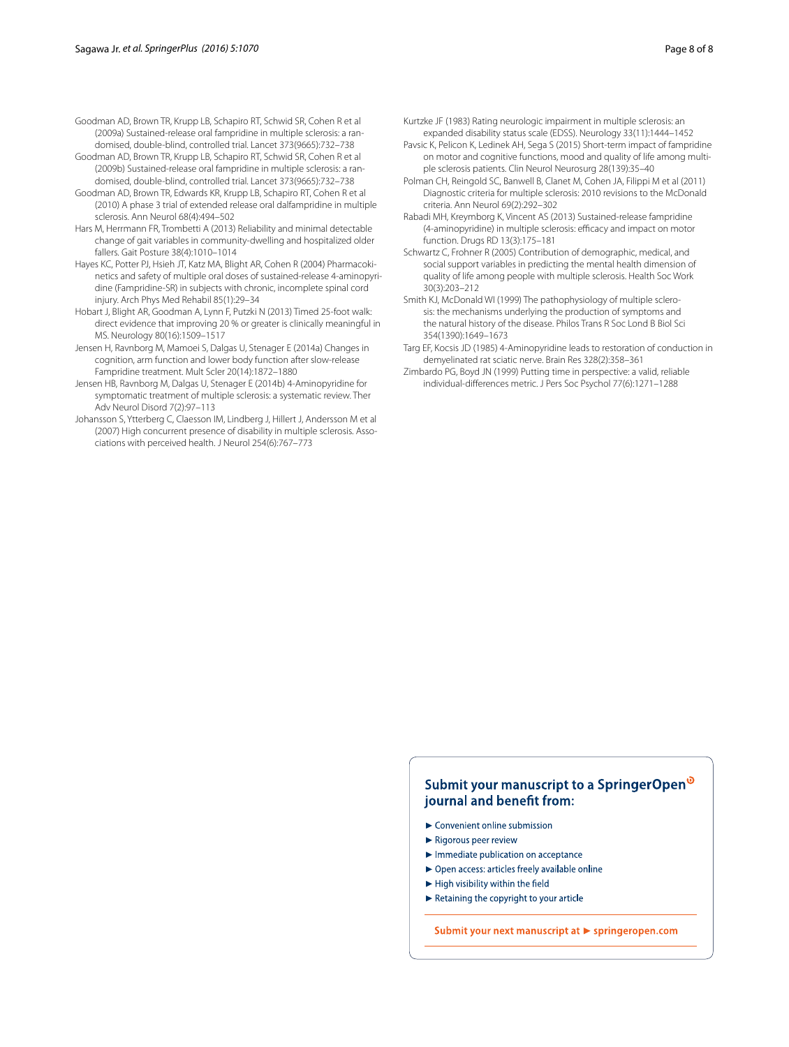Goodman AD, Brown TR, Krupp LB, Schapiro RT, Schwid SR, Cohen R et al (2009a) Sustained-release oral fampridine in multiple sclerosis: a randomised, double-blind, controlled trial. Lancet 373(9665):732–738

Goodman AD, Brown TR, Krupp LB, Schapiro RT, Schwid SR, Cohen R et al (2009b) Sustained-release oral fampridine in multiple sclerosis: a randomised, double-blind, controlled trial. Lancet 373(9665):732–738

Goodman AD, Brown TR, Edwards KR, Krupp LB, Schapiro RT, Cohen R et al (2010) A phase 3 trial of extended release oral dalfampridine in multiple sclerosis. Ann Neurol 68(4):494–502

Hars M, Herrmann FR, Trombetti A (2013) Reliability and minimal detectable change of gait variables in community-dwelling and hospitalized older fallers. Gait Posture 38(4):1010–1014

Hayes KC, Potter PJ, Hsieh JT, Katz MA, Blight AR, Cohen R (2004) Pharmacokinetics and safety of multiple oral doses of sustained-release 4-aminopyridine (Fampridine-SR) in subjects with chronic, incomplete spinal cord injury. Arch Phys Med Rehabil 85(1):29–34

Hobart J, Blight AR, Goodman A, Lynn F, Putzki N (2013) Timed 25-foot walk: direct evidence that improving 20 % or greater is clinically meaningful in MS. Neurology 80(16):1509–1517

Jensen H, Ravnborg M, Mamoei S, Dalgas U, Stenager E (2014a) Changes in cognition, arm function and lower body function after slow-release Fampridine treatment. Mult Scler 20(14):1872–1880

Jensen HB, Ravnborg M, Dalgas U, Stenager E (2014b) 4-Aminopyridine for symptomatic treatment of multiple sclerosis: a systematic review. Ther Adv Neurol Disord 7(2):97–113

Johansson S, Ytterberg C, Claesson IM, Lindberg J, Hillert J, Andersson M et al (2007) High concurrent presence of disability in multiple sclerosis. Associations with perceived health. J Neurol 254(6):767–773

Kurtzke JF (1983) Rating neurologic impairment in multiple sclerosis: an expanded disability status scale (EDSS). Neurology 33(11):1444–1452

Pavsic K, Pelicon K, Ledinek AH, Sega S (2015) Short-term impact of fampridine on motor and cognitive functions, mood and quality of life among multiple sclerosis patients. Clin Neurol Neurosurg 28(139):35–40

Polman CH, Reingold SC, Banwell B, Clanet M, Cohen JA, Filippi M et al (2011) Diagnostic criteria for multiple sclerosis: 2010 revisions to the McDonald criteria. Ann Neurol 69(2):292–302

Rabadi MH, Kreymborg K, Vincent AS (2013) Sustained-release fampridine (4-aminopyridine) in multiple sclerosis: efficacy and impact on motor function. Drugs RD 13(3):175–181

Schwartz C, Frohner R (2005) Contribution of demographic, medical, and social support variables in predicting the mental health dimension of quality of life among people with multiple sclerosis. Health Soc Work 30(3):203–212

Smith KJ, McDonald WI (1999) The pathophysiology of multiple sclerosis: the mechanisms underlying the production of symptoms and the natural history of the disease. Philos Trans R Soc Lond B Biol Sci 354(1390):1649–1673

Targ EF, Kocsis JD (1985) 4-Aminopyridine leads to restoration of conduction in demyelinated rat sciatic nerve. Brain Res 328(2):358–361

Zimbardo PG, Boyd JN (1999) Putting time in perspective: a valid, reliable individual-differences metric. J Pers Soc Psychol 77(6):1271–1288

**Submit your manuscript to a SpringerOpen journal and benefit from:**

- ► Convenient online submission
- ► Rigorous peer review
- ► Immediate publication on acceptance
- ► Open access: articles freely available online
- ► High visibility within the field
- ► Retaining the copyright to your article

**Submit your next manuscript at ► springeropen.com**